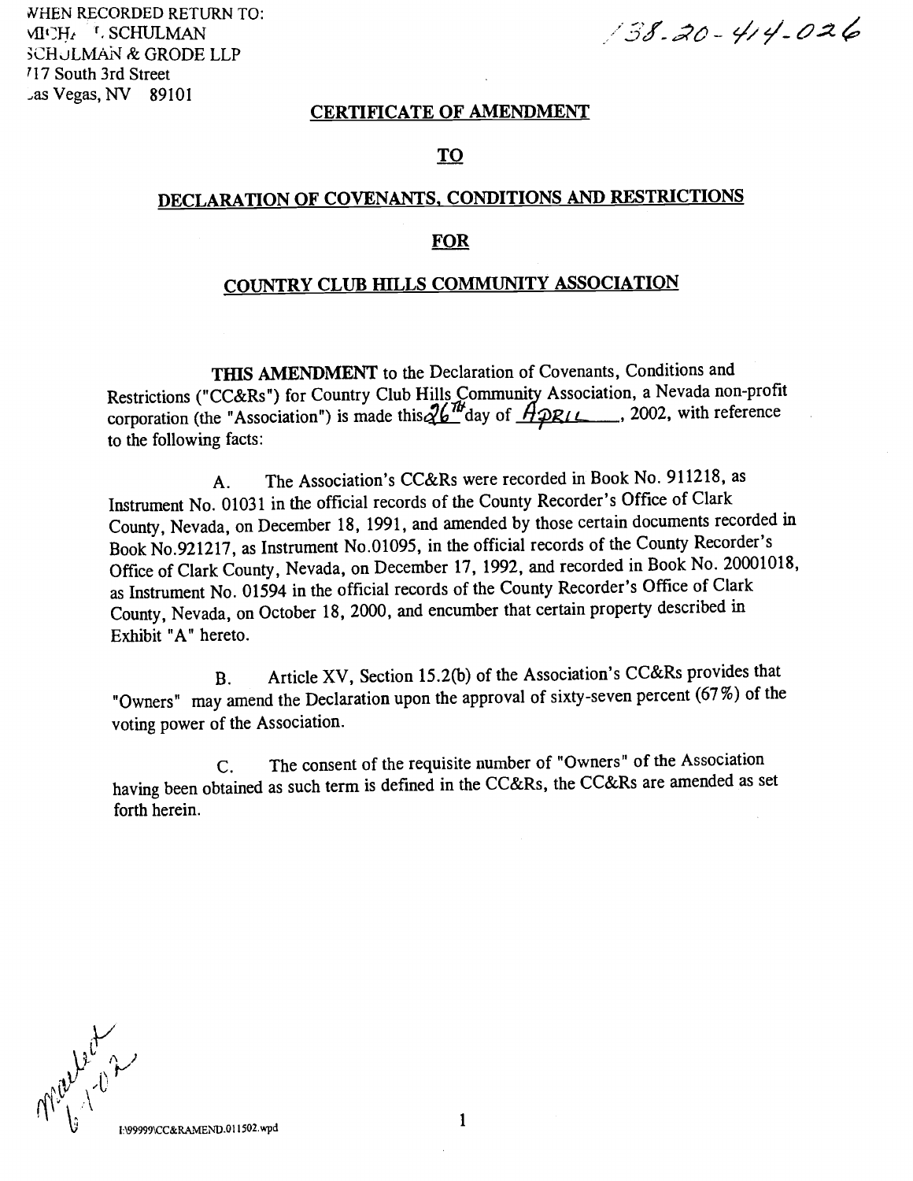WHEN RECORDED RETURN TO:
MICHAEL F. SCHULMAN
SCHULMAN & GRODE LLP
717 South 3rd Street
Las Vegas, NV 89101

138-20-414-026

## CERTIFICATE OF AMENDMENT

## TO

## DECLARATION OF COVENANTS, CONDITIONS AND RESTRICTIONS

## FOR

## COUNTRY CLUB HILLS COMMUNITY ASSOCIATION

**THIS AMENDMENT** to the Declaration of Covenants, Conditions and Restrictions ("CC&Rs") for Country Club Hills Community Association, a Nevada non-profit corporation (the "Association") is made this 26th day of APRIL, 2002, with reference to the following facts:

A. The Association's CC&Rs were recorded in Book No. 911218, as Instrument No. 01031 in the official records of the County Recorder's Office of Clark County, Nevada, on December 18, 1991, and amended by those certain documents recorded in Book No.921217, as Instrument No.01095, in the official records of the County Recorder's Office of Clark County, Nevada, on December 17, 1992, and recorded in Book No. 20001018, as Instrument No. 01594 in the official records of the County Recorder's Office of Clark County, Nevada, on October 18, 2000, and encumber that certain property described in Exhibit "A" hereto.

B. Article XV, Section 15.2(b) of the Association's CC&Rs provides that "Owners" may amend the Declaration upon the approval of sixty-seven percent (67%) of the voting power of the Association.

C. The consent of the requisite number of "Owners" of the Association having been obtained as such term is defined in the CC&Rs, the CC&Rs are amended as set forth herein.

mailed 6-1-02

I:\99999\CC&RAMEND.011502.wpd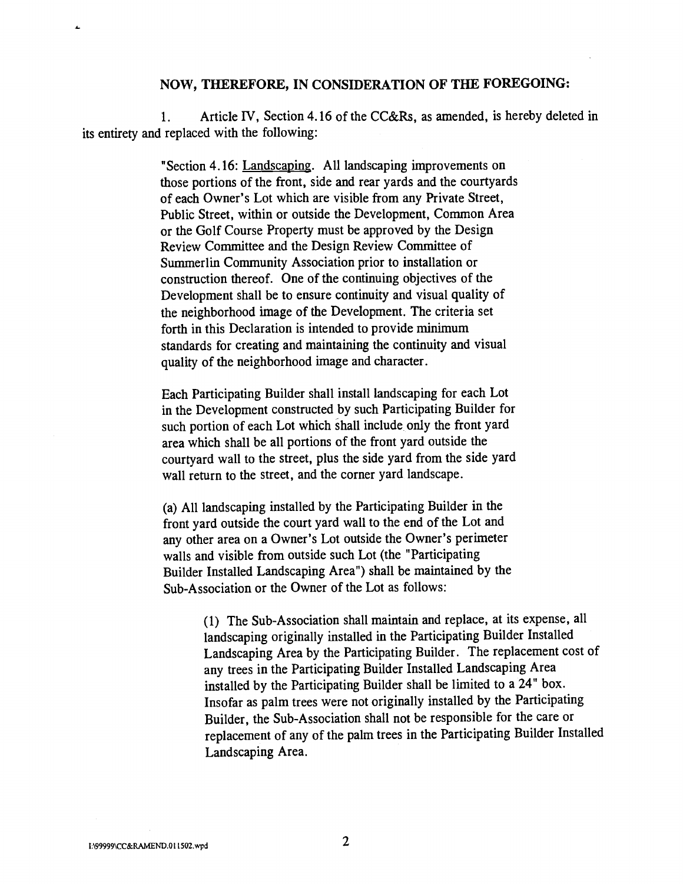**NOW, THEREFORE, IN CONSIDERATION OF THE FOREGOING:**

1. Article IV, Section 4.16 of the CC&Rs, as amended, is hereby deleted in its entirety and replaced with the following:

> "Section 4.16: Landscaping. All landscaping improvements on those portions of the front, side and rear yards and the courtyards of each Owner's Lot which are visible from any Private Street, Public Street, within or outside the Development, Common Area or the Golf Course Property must be approved by the Design Review Committee and the Design Review Committee of Summerlin Community Association prior to installation or construction thereof. One of the continuing objectives of the Development shall be to ensure continuity and visual quality of the neighborhood image of the Development. The criteria set forth in this Declaration is intended to provide minimum standards for creating and maintaining the continuity and visual quality of the neighborhood image and character.
>
> Each Participating Builder shall install landscaping for each Lot in the Development constructed by such Participating Builder for such portion of each Lot which shall include only the front yard area which shall be all portions of the front yard outside the courtyard wall to the street, plus the side yard from the side yard wall return to the street, and the corner yard landscape.
>
> (a) All landscaping installed by the Participating Builder in the front yard outside the court yard wall to the end of the Lot and any other area on a Owner's Lot outside the Owner's perimeter walls and visible from outside such Lot (the "Participating Builder Installed Landscaping Area") shall be maintained by the Sub-Association or the Owner of the Lot as follows:
>
>> (1) The Sub-Association shall maintain and replace, at its expense, all landscaping originally installed in the Participating Builder Installed Landscaping Area by the Participating Builder. The replacement cost of any trees in the Participating Builder Installed Landscaping Area installed by the Participating Builder shall be limited to a 24" box. Insofar as palm trees were not originally installed by the Participating Builder, the Sub-Association shall not be responsible for the care or replacement of any of the palm trees in the Participating Builder Installed Landscaping Area.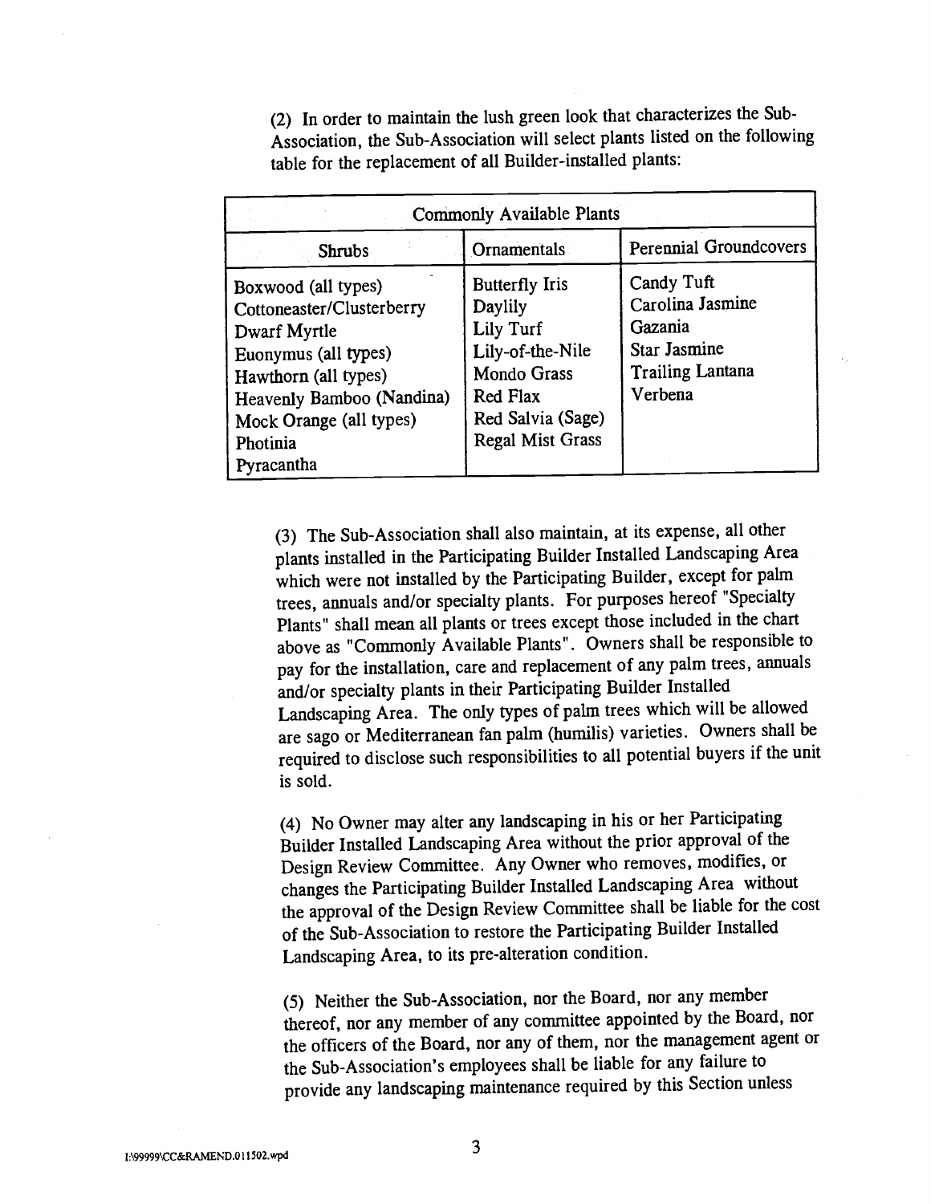(2) In order to maintain the lush green look that characterizes the Sub-Association, the Sub-Association will select plants listed on the following table for the replacement of all Builder-installed plants:

| Commonly Available Plants | | |
|---|---|---|
| **Shrubs** | **Ornamentals** | **Perennial Groundcovers** |
| Boxwood (all types)<br>Cottoneaster/Clusterberry<br>Dwarf Myrtle<br>Euonymus (all types)<br>Hawthorn (all types)<br>Heavenly Bamboo (Nandina)<br>Mock Orange (all types)<br>Photinia<br>Pyracantha | Butterfly Iris<br>Daylily<br>Lily Turf<br>Lily-of-the-Nile<br>Mondo Grass<br>Red Flax<br>Red Salvia (Sage)<br>Regal Mist Grass | Candy Tuft<br>Carolina Jasmine<br>Gazania<br>Star Jasmine<br>Trailing Lantana<br>Verbena |

(3) The Sub-Association shall also maintain, at its expense, all other plants installed in the Participating Builder Installed Landscaping Area which were not installed by the Participating Builder, except for palm trees, annuals and/or specialty plants. For purposes hereof "Specialty Plants" shall mean all plants or trees except those included in the chart above as "Commonly Available Plants". Owners shall be responsible to pay for the installation, care and replacement of any palm trees, annuals and/or specialty plants in their Participating Builder Installed Landscaping Area. The only types of palm trees which will be allowed are sago or Mediterranean fan palm (humilis) varieties. Owners shall be required to disclose such responsibilities to all potential buyers if the unit is sold.

(4) No Owner may alter any landscaping in his or her Participating Builder Installed Landscaping Area without the prior approval of the Design Review Committee. Any Owner who removes, modifies, or changes the Participating Builder Installed Landscaping Area without the approval of the Design Review Committee shall be liable for the cost of the Sub-Association to restore the Participating Builder Installed Landscaping Area, to its pre-alteration condition.

(5) Neither the Sub-Association, nor the Board, nor any member thereof, nor any member of any committee appointed by the Board, nor the officers of the Board, nor any of them, nor the management agent or the Sub-Association's employees shall be liable for any failure to provide any landscaping maintenance required by this Section unless

I:\99999\CC&RAMEND.011502.wpd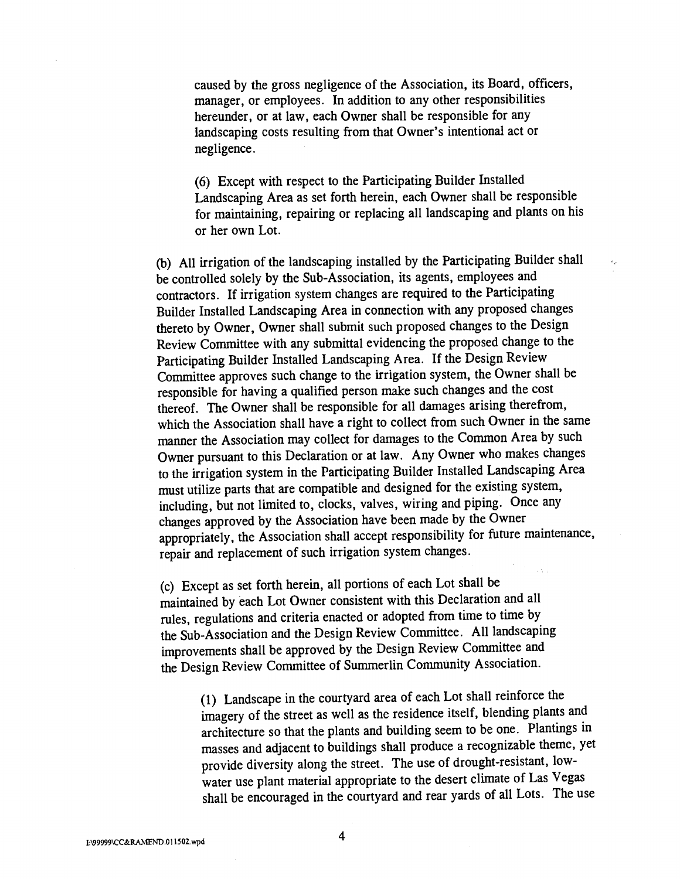caused by the gross negligence of the Association, its Board, officers, manager, or employees. In addition to any other responsibilities hereunder, or at law, each Owner shall be responsible for any landscaping costs resulting from that Owner's intentional act or negligence.

(6) Except with respect to the Participating Builder Installed Landscaping Area as set forth herein, each Owner shall be responsible for maintaining, repairing or replacing all landscaping and plants on his or her own Lot.

(b) All irrigation of the landscaping installed by the Participating Builder shall be controlled solely by the Sub-Association, its agents, employees and contractors. If irrigation system changes are required to the Participating Builder Installed Landscaping Area in connection with any proposed changes thereto by Owner, Owner shall submit such proposed changes to the Design Review Committee with any submittal evidencing the proposed change to the Participating Builder Installed Landscaping Area. If the Design Review Committee approves such change to the irrigation system, the Owner shall be responsible for having a qualified person make such changes and the cost thereof. The Owner shall be responsible for all damages arising therefrom, which the Association shall have a right to collect from such Owner in the same manner the Association may collect for damages to the Common Area by such Owner pursuant to this Declaration or at law. Any Owner who makes changes to the irrigation system in the Participating Builder Installed Landscaping Area must utilize parts that are compatible and designed for the existing system, including, but not limited to, clocks, valves, wiring and piping. Once any changes approved by the Association have been made by the Owner appropriately, the Association shall accept responsibility for future maintenance, repair and replacement of such irrigation system changes.

(c) Except as set forth herein, all portions of each Lot shall be maintained by each Lot Owner consistent with this Declaration and all rules, regulations and criteria enacted or adopted from time to time by the Sub-Association and the Design Review Committee. All landscaping improvements shall be approved by the Design Review Committee and the Design Review Committee of Summerlin Community Association.

(1) Landscape in the courtyard area of each Lot shall reinforce the imagery of the street as well as the residence itself, blending plants and architecture so that the plants and building seem to be one. Plantings in masses and adjacent to buildings shall produce a recognizable theme, yet provide diversity along the street. The use of drought-resistant, low-water use plant material appropriate to the desert climate of Las Vegas shall be encouraged in the courtyard and rear yards of all Lots. The use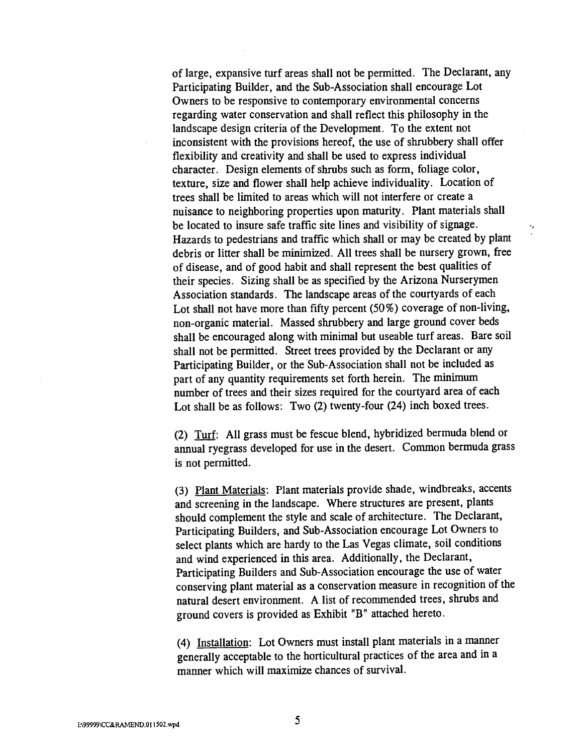of large, expansive turf areas shall not be permitted. The Declarant, any Participating Builder, and the Sub-Association shall encourage Lot Owners to be responsive to contemporary environmental concerns regarding water conservation and shall reflect this philosophy in the landscape design criteria of the Development. To the extent not inconsistent with the provisions hereof, the use of shrubbery shall offer flexibility and creativity and shall be used to express individual character. Design elements of shrubs such as form, foliage color, texture, size and flower shall help achieve individuality. Location of trees shall be limited to areas which will not interfere or create a nuisance to neighboring properties upon maturity. Plant materials shall be located to insure safe traffic site lines and visibility of signage. Hazards to pedestrians and traffic which shall or may be created by plant debris or litter shall be minimized. All trees shall be nursery grown, free of disease, and of good habit and shall represent the best qualities of their species. Sizing shall be as specified by the Arizona Nurserymen Association standards. The landscape areas of the courtyards of each Lot shall not have more than fifty percent (50%) coverage of non-living, non-organic material. Massed shrubbery and large ground cover beds shall be encouraged along with minimal but useable turf areas. Bare soil shall not be permitted. Street trees provided by the Declarant or any Participating Builder, or the Sub-Association shall not be included as part of any quantity requirements set forth herein. The minimum number of trees and their sizes required for the courtyard area of each Lot shall be as follows: Two (2) twenty-four (24) inch boxed trees.

(2) Turf: All grass must be fescue blend, hybridized bermuda blend or annual ryegrass developed for use in the desert. Common bermuda grass is not permitted.

(3) Plant Materials: Plant materials provide shade, windbreaks, accents and screening in the landscape. Where structures are present, plants should complement the style and scale of architecture. The Declarant, Participating Builders, and Sub-Association encourage Lot Owners to select plants which are hardy to the Las Vegas climate, soil conditions and wind experienced in this area. Additionally, the Declarant, Participating Builders and Sub-Association encourage the use of water conserving plant material as a conservation measure in recognition of the natural desert environment. A list of recommended trees, shrubs and ground covers is provided as Exhibit "B" attached hereto.

(4) Installation: Lot Owners must install plant materials in a manner generally acceptable to the horticultural practices of the area and in a manner which will maximize chances of survival.

I:\99999\CC&RAMEND.011502.wpd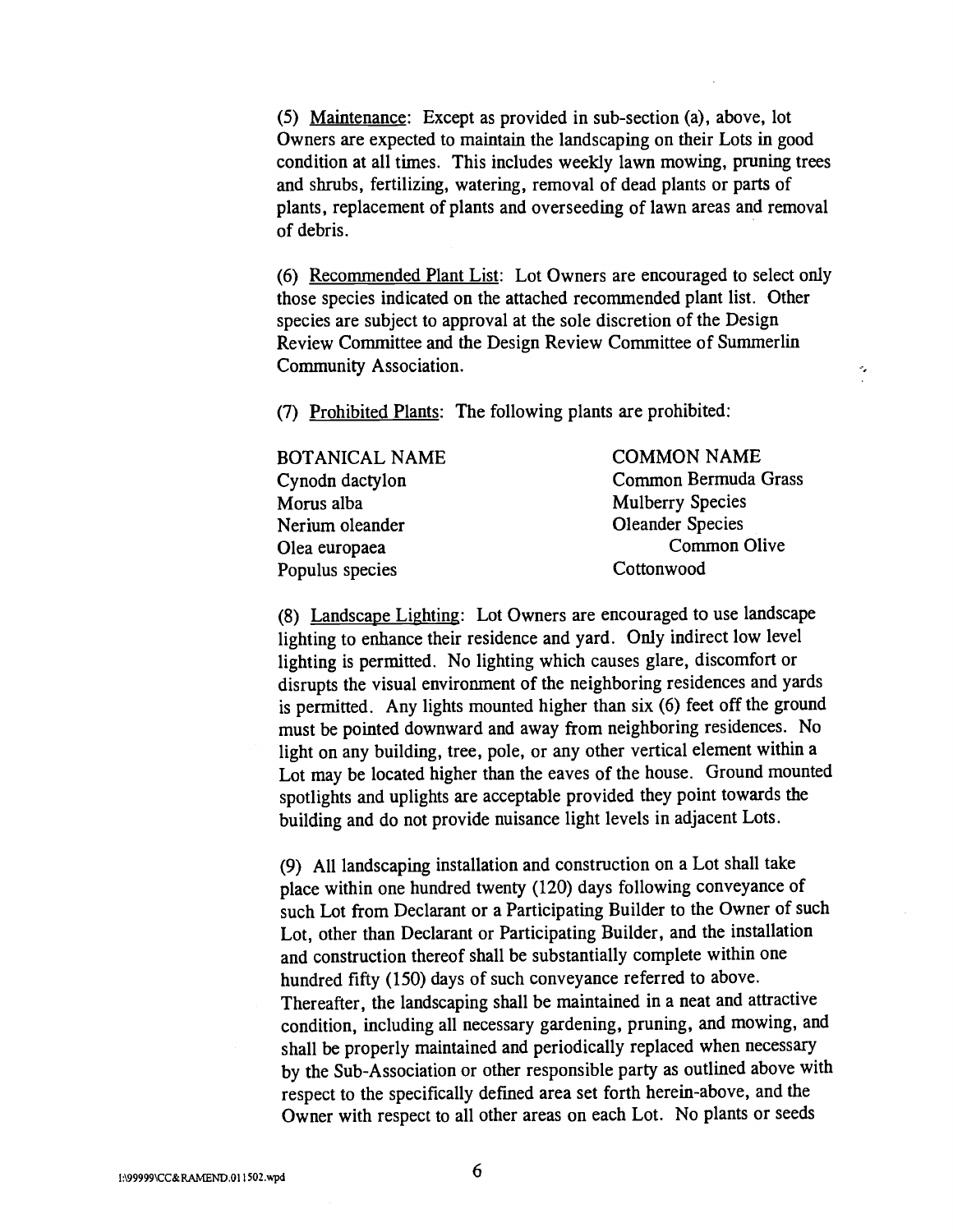(5) Maintenance: Except as provided in sub-section (a), above, lot Owners are expected to maintain the landscaping on their Lots in good condition at all times. This includes weekly lawn mowing, pruning trees and shrubs, fertilizing, watering, removal of dead plants or parts of plants, replacement of plants and overseeding of lawn areas and removal of debris.

(6) Recommended Plant List: Lot Owners are encouraged to select only those species indicated on the attached recommended plant list. Other species are subject to approval at the sole discretion of the Design Review Committee and the Design Review Committee of Summerlin Community Association.

(7) Prohibited Plants: The following plants are prohibited:

| BOTANICAL NAME | COMMON NAME |
|---|---|
| Cynodn dactylon | Common Bermuda Grass |
| Morus alba | Mulberry Species |
| Nerium oleander | Oleander Species |
| Olea europaea | Common Olive |
| Populus species | Cottonwood |

(8) Landscape Lighting: Lot Owners are encouraged to use landscape lighting to enhance their residence and yard. Only indirect low level lighting is permitted. No lighting which causes glare, discomfort or disrupts the visual environment of the neighboring residences and yards is permitted. Any lights mounted higher than six (6) feet off the ground must be pointed downward and away from neighboring residences. No light on any building, tree, pole, or any other vertical element within a Lot may be located higher than the eaves of the house. Ground mounted spotlights and uplights are acceptable provided they point towards the building and do not provide nuisance light levels in adjacent Lots.

(9) All landscaping installation and construction on a Lot shall take place within one hundred twenty (120) days following conveyance of such Lot from Declarant or a Participating Builder to the Owner of such Lot, other than Declarant or Participating Builder, and the installation and construction thereof shall be substantially complete within one hundred fifty (150) days of such conveyance referred to above. Thereafter, the landscaping shall be maintained in a neat and attractive condition, including all necessary gardening, pruning, and mowing, and shall be properly maintained and periodically replaced when necessary by the Sub-Association or other responsible party as outlined above with respect to the specifically defined area set forth herein-above, and the Owner with respect to all other areas on each Lot. No plants or seeds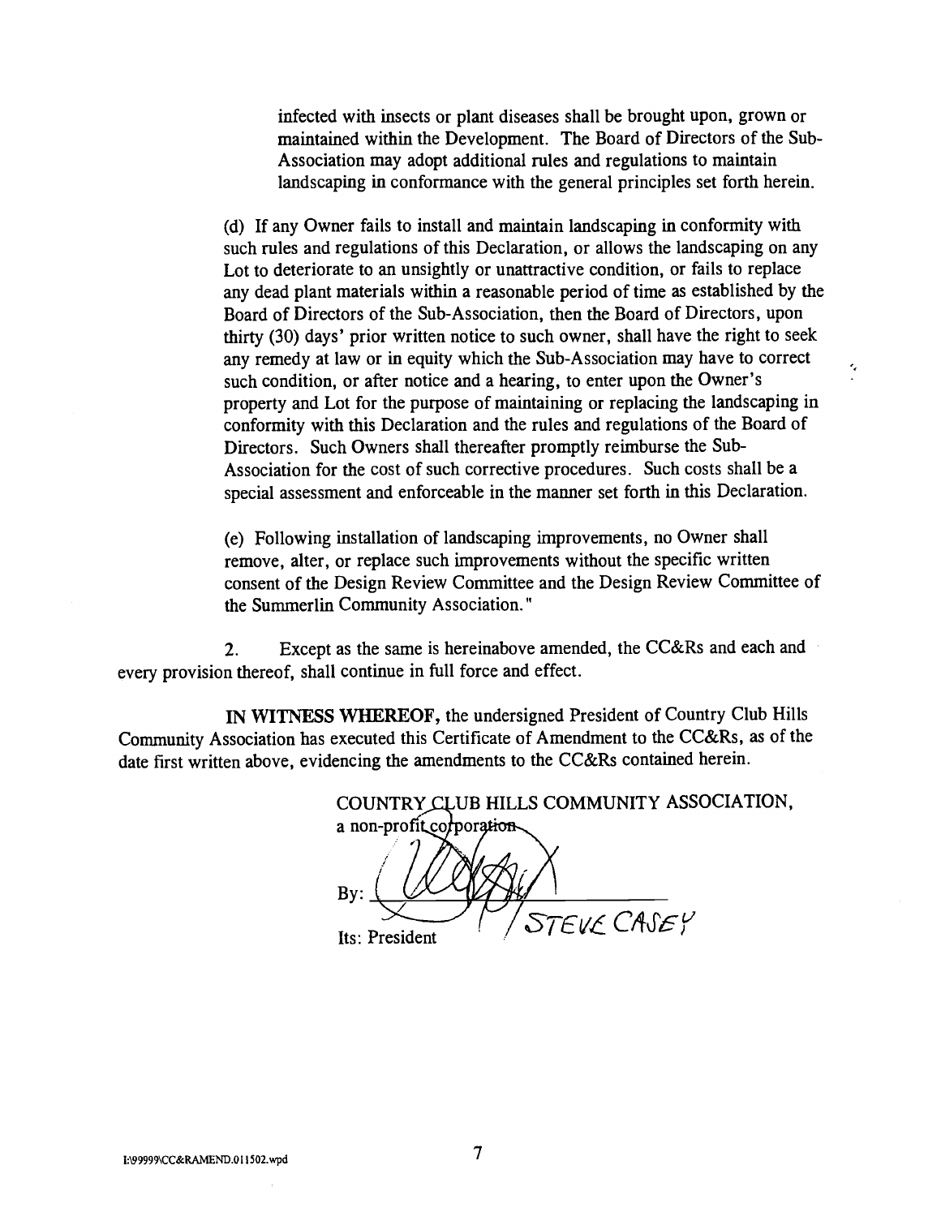infected with insects or plant diseases shall be brought upon, grown or maintained within the Development. The Board of Directors of the Sub-Association may adopt additional rules and regulations to maintain landscaping in conformance with the general principles set forth herein.

(d) If any Owner fails to install and maintain landscaping in conformity with such rules and regulations of this Declaration, or allows the landscaping on any Lot to deteriorate to an unsightly or unattractive condition, or fails to replace any dead plant materials within a reasonable period of time as established by the Board of Directors of the Sub-Association, then the Board of Directors, upon thirty (30) days' prior written notice to such owner, shall have the right to seek any remedy at law or in equity which the Sub-Association may have to correct such condition, or after notice and a hearing, to enter upon the Owner's property and Lot for the purpose of maintaining or replacing the landscaping in conformity with this Declaration and the rules and regulations of the Board of Directors. Such Owners shall thereafter promptly reimburse the Sub-Association for the cost of such corrective procedures. Such costs shall be a special assessment and enforceable in the manner set forth in this Declaration.

(e) Following installation of landscaping improvements, no Owner shall remove, alter, or replace such improvements without the specific written consent of the Design Review Committee and the Design Review Committee of the Summerlin Community Association."

2. Except as the same is hereinabove amended, the CC&Rs and each and every provision thereof, shall continue in full force and effect.

**IN WITNESS WHEREOF,** the undersigned President of Country Club Hills Community Association has executed this Certificate of Amendment to the CC&Rs, as of the date first written above, evidencing the amendments to the CC&Rs contained herein.

COUNTRY CLUB HILLS COMMUNITY ASSOCIATION,
a non-profit corporation

By: ______________________ STEVE CASEY

Its: President

I:\99999\CC&RAMEND.011502.wpd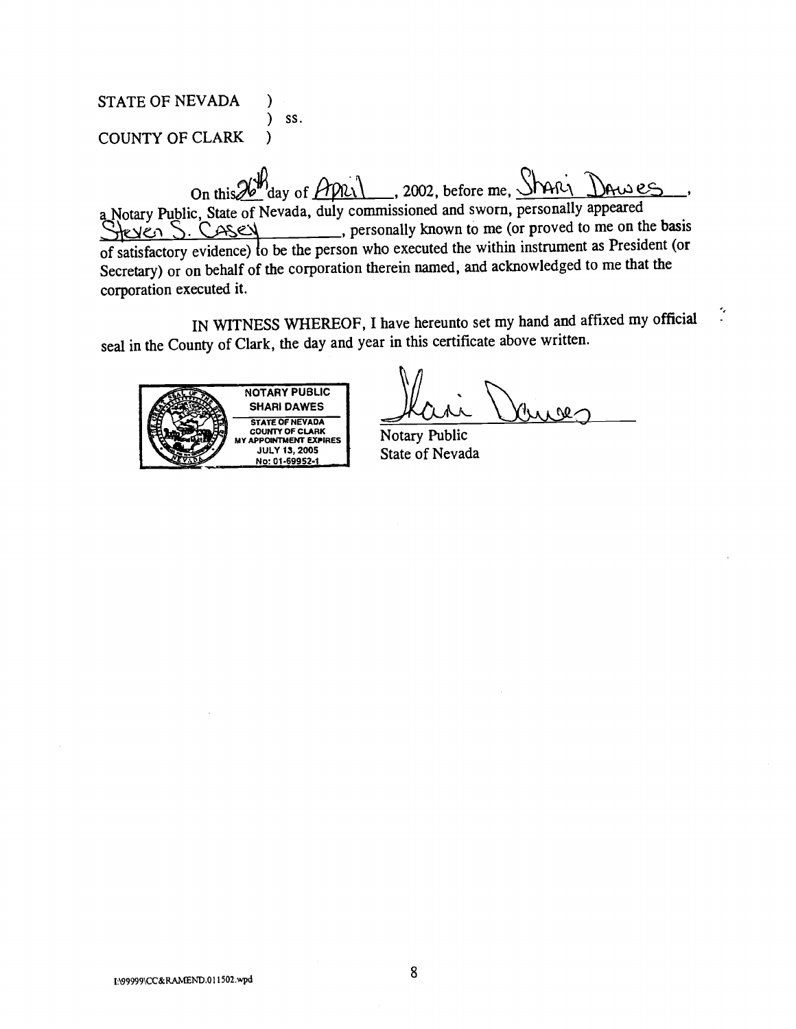STATE OF NEVADA )
) ss.
COUNTY OF CLARK )

On this 26th day of April, 2002, before me, Shari Dawes, a Notary Public, State of Nevada, duly commissioned and sworn, personally appeared Steven S. Casey, personally known to me (or proved to me on the basis of satisfactory evidence) to be the person who executed the within instrument as President (or Secretary) or on behalf of the corporation therein named, and acknowledged to me that the corporation executed it.

IN WITNESS WHEREOF, I have hereunto set my hand and affixed my official seal in the County of Clark, the day and year in this certificate above written.

NOTARY PUBLIC
SHARI DAWES
STATE OF NEVADA
COUNTY OF CLARK
MY APPOINTMENT EXPIRES
JULY 13, 2005
No: 01-69952-1

Shari Dawes

Notary Public
State of Nevada

I:\99999\CC&RAMEND.011502.wpd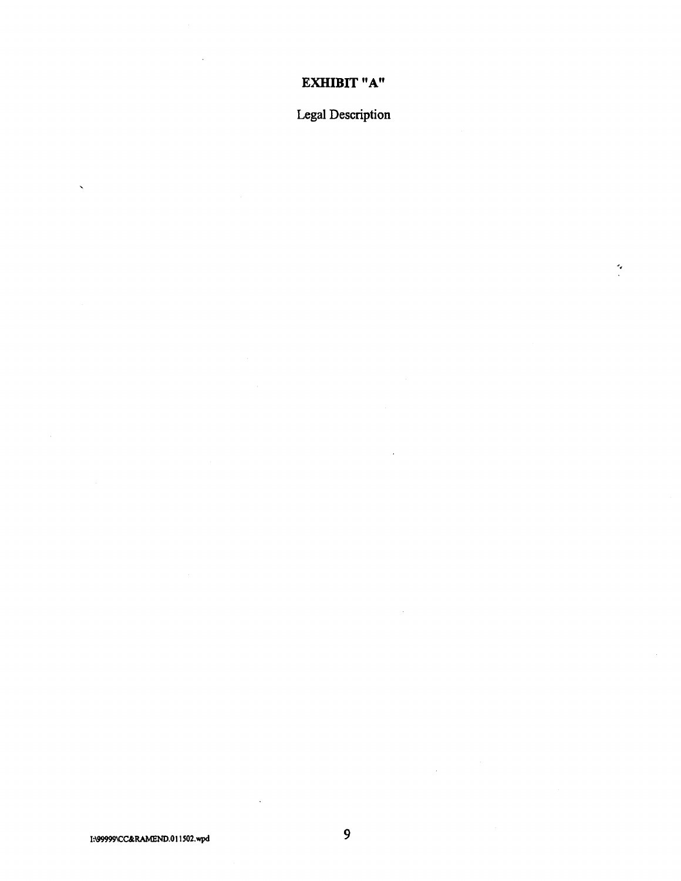# EXHIBIT "A"

Legal Description

I:\99999\CC&RAMEND.011502.wpd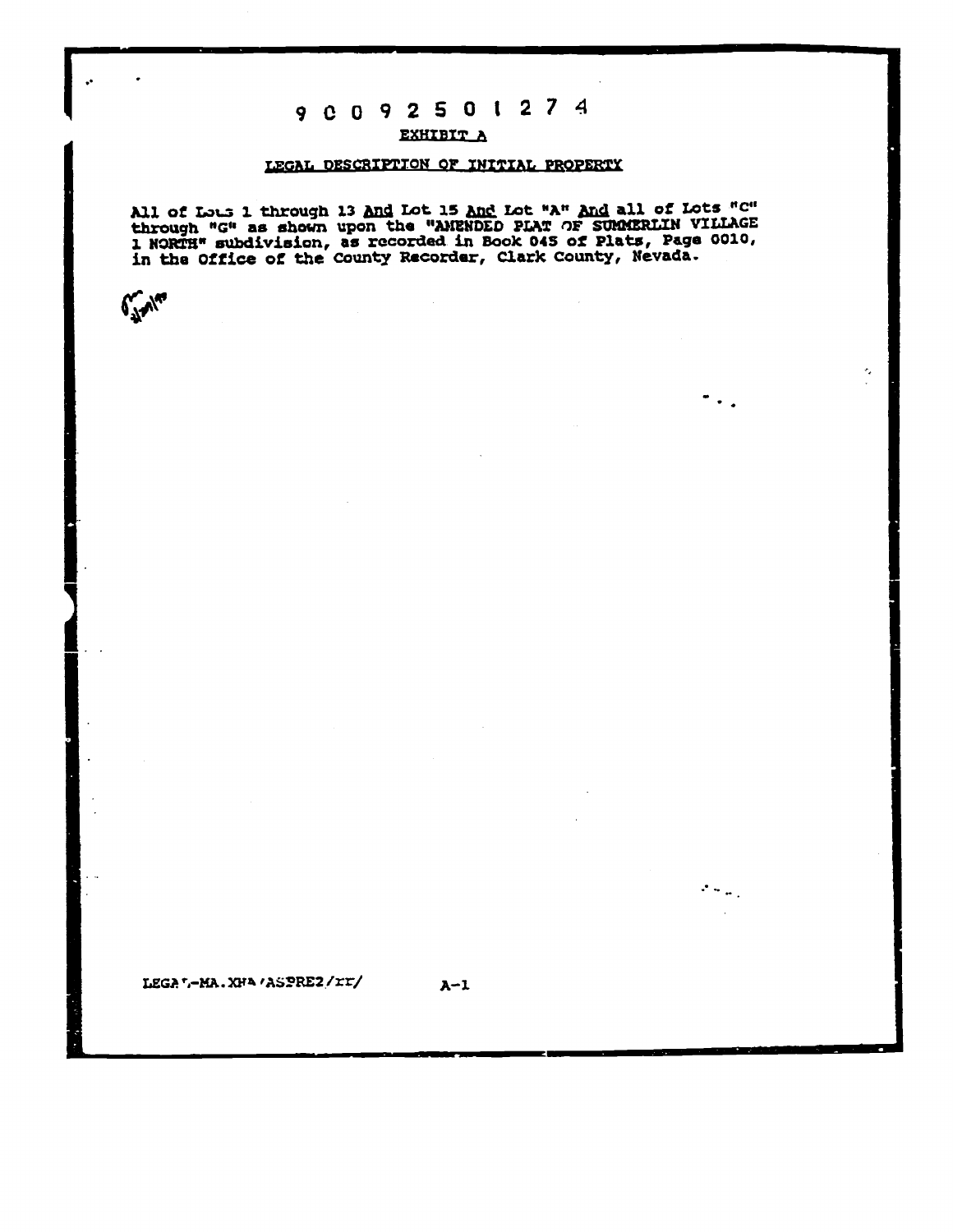9 0 0 9 2 5 0 1 2 7 4

## EXHIBIT A

### LEGAL DESCRIPTION OF INITIAL PROPERTY

All of Lots 1 through 13 And Lot 15 And Lot "A" And all of Lots "C" through "G" as shown upon the "AMENDED PLAT OF SUMMERLIN VILLAGE 1 NORTH" subdivision, as recorded in Book 045 of Plats, Page 0010, in the Office of the County Recorder, Clark County, Nevada.

LEGAL-MA.XHA/ASPRE2/rr/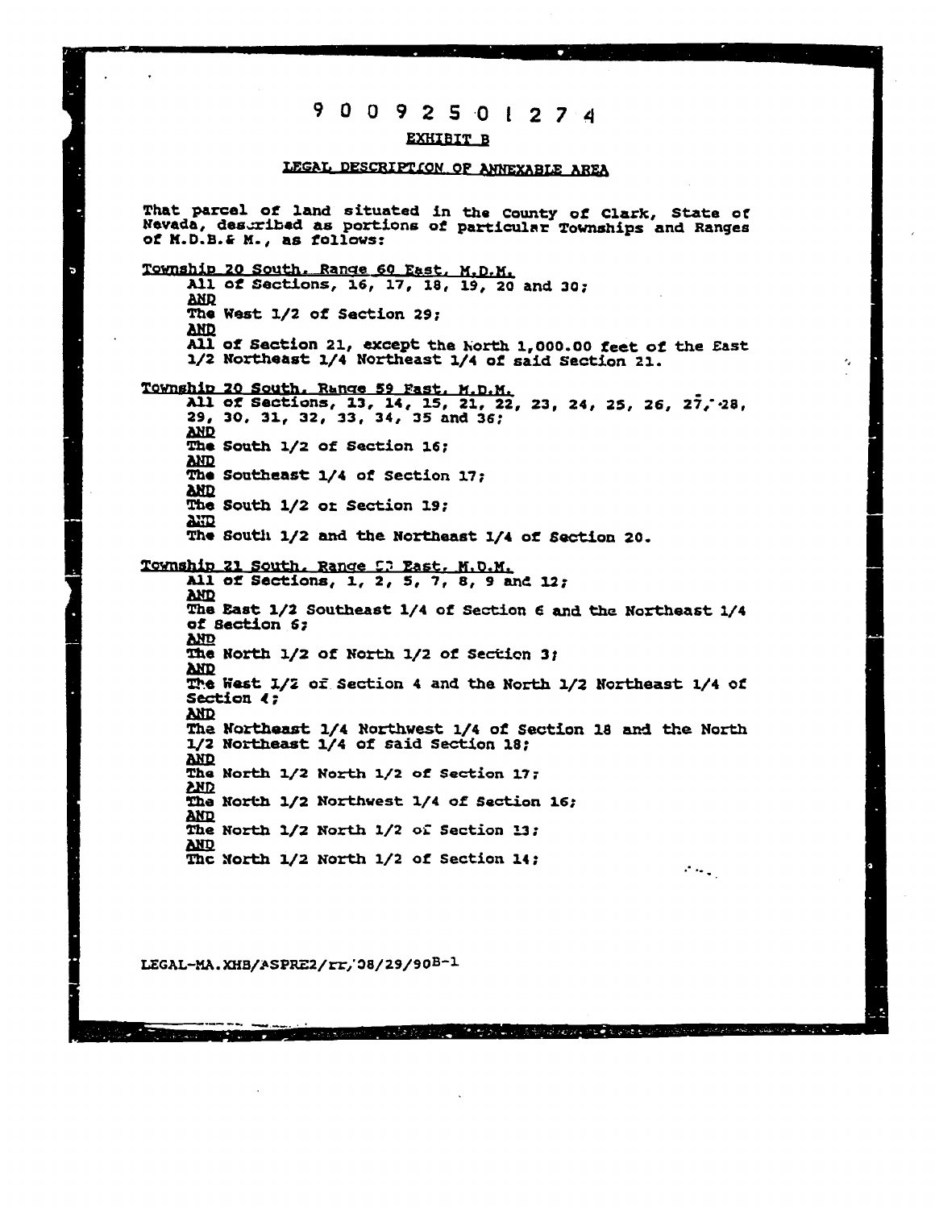9 0 0 9 2 5 0 1 2 7 4

EXHIBIT B

LEGAL DESCRIPTION OF ANNEXABLE AREA

That parcel of land situated in the County of Clark, State of Nevada, described as portions of particular Townships and Ranges of M.D.B.& M., as follows:

Township 20 South, Range 60 East, M.D.M.

All of Sections, 16, 17, 18, 19, 20 and 30;

AND

The West 1/2 of Section 29;

AND

All of Section 21, except the North 1,000.00 feet of the East 1/2 Northeast 1/4 Northeast 1/4 of said Section 21.

Township 20 South, Range 59 East, M.D.M.

All of Sections, 13, 14, 15, 21, 22, 23, 24, 25, 26, 27, 28, 29, 30, 31, 32, 33, 34, 35 and 36;

AND

The South 1/2 of Section 16;

AND

The Southeast 1/4 of Section 17;

AND

The South 1/2 or Section 19;

AND

The South 1/2 and the Northeast 1/4 of Section 20.

Township 21 South, Range 59 East, M.D.M.

All of Sections, 1, 2, 5, 7, 8, 9 and 12;

AND

The East 1/2 Southeast 1/4 of Section 6 and the Northeast 1/4 of Section 6;

AND

The North 1/2 of North 1/2 of Section 3;

AND

The West 1/2 of Section 4 and the North 1/2 Northeast 1/4 of Section 4;

AND

The Northeast 1/4 Northwest 1/4 of Section 18 and the North 1/2 Northeast 1/4 of said Section 18;

AND

The North 1/2 North 1/2 of Section 17;

AND

The North 1/2 Northwest 1/4 of Section 16;

AND

The North 1/2 North 1/2 of Section 13;

AND

The North 1/2 North 1/2 of Section 14;

LEGAL-MA.XHB/ASPRE2/rr/08/29/90 B-1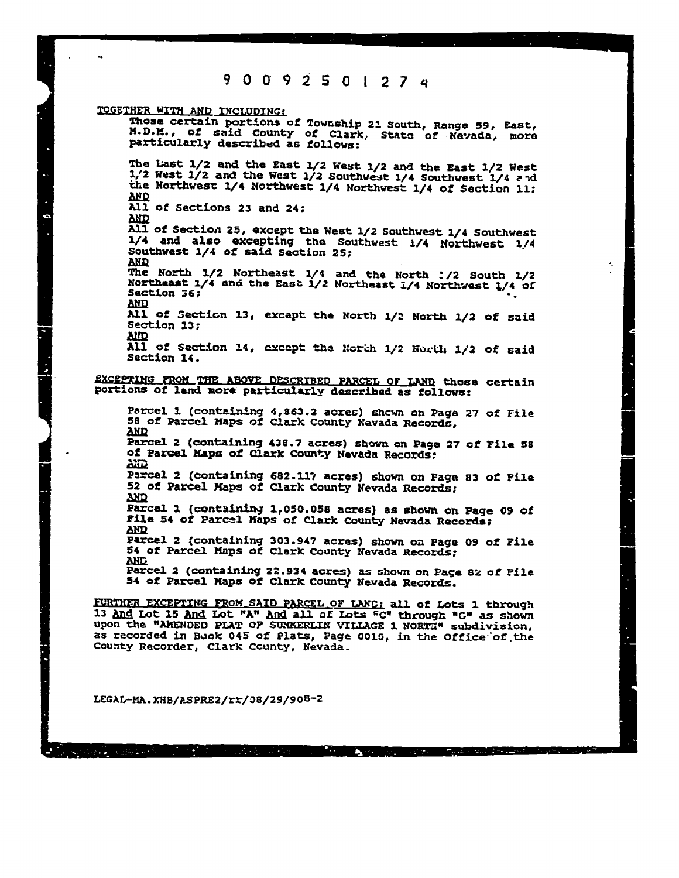9 0 0 9 2 5 0 1 2 7 4

<u>TOGETHER WITH AND INCLUDING:</u>

Those certain portions of Township 21 South, Range 59, East, M.D.M., of said County of Clark, State of Nevada, more particularly described as follows:

The East 1/2 and the East 1/2 West 1/2 and the East 1/2 West 1/2 West 1/2 and the West 1/2 Southwest 1/4 Southwest 1/4 and the Northwest 1/4 Northwest 1/4 Northwest 1/4 of Section 11;
<u>AND</u>
All of Sections 23 and 24;
<u>AND</u>
All of Section 25, except the West 1/2 Southwest 1/4 Southwest 1/4 and also excepting the Southwest 1/4 Northwest 1/4 Southwest 1/4 of said Section 25;
<u>AND</u>
The North 1/2 Northeast 1/4 and the North 1/2 South 1/2 Northeast 1/4 and the East 1/2 Northeast 1/4 Northwest 1/4 of Section 36;
<u>AND</u>
All of Section 13, except the North 1/2 North 1/2 of said Section 13;
<u>AND</u>
All of Section 14, except the North 1/2 North 1/2 of said Section 14.

<u>EXCEPTING FROM THE ABOVE DESCRIBED PARCEL OF LAND</u> those certain portions of land more particularly described as follows:

Parcel 1 (containing 4,863.2 acres) shown on Page 27 of File 58 of Parcel Maps of Clark County Nevada Records,
<u>AND</u>
Parcel 2 (containing 438.7 acres) shown on Page 27 of File 58 of Parcel Maps of Clark County Nevada Records;
<u>AND</u>
Parcel 2 (containing 682.117 acres) shown on Page 83 of File 52 of Parcel Maps of Clark County Nevada Records;
<u>AND</u>
Parcel 1 (containing 1,050.058 acres) as shown on Page 09 of File 54 of Parcel Maps of Clark County Nevada Records;
<u>AND</u>
Parcel 2 (containing 303.947 acres) shown on Page 09 of File 54 of Parcel Maps of Clark County Nevada Records;
<u>AND</u>
Parcel 2 (containing 22.934 acres) as shown on Page 82 of File 54 of Parcel Maps of Clark County Nevada Records.

<u>FURTHER EXCEPTING FROM SAID PARCEL OF LAND:</u> all of Lots 1 through 13 <u>And</u> Lot 15 <u>And</u> Lot "A" <u>And</u> all of Lots "C" through "G" as shown upon the "AMENDED PLAT OF SUMMERLIN VILLAGE 1 NORTH" subdivision, as recorded in Book 045 of Plats, Page 0015, in the Office of the County Recorder, Clark County, Nevada.

LEGAL-MA.XHB/ASPRE2/rr/08/29/90B-2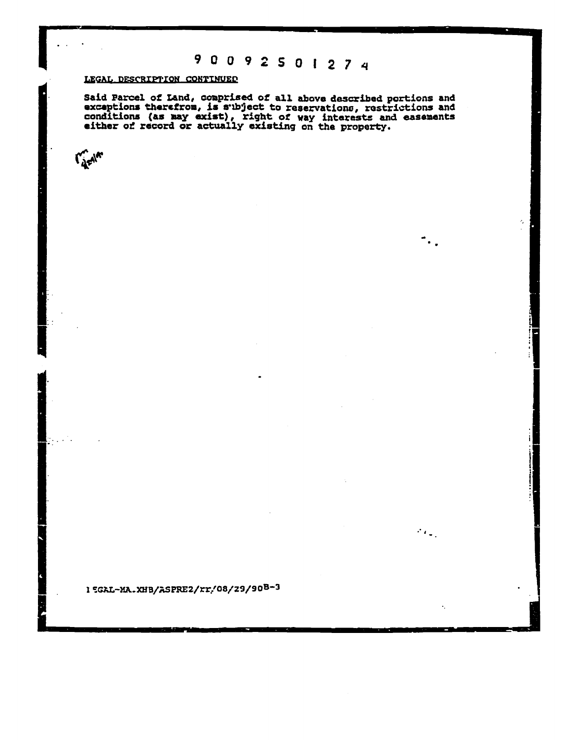9 0 0 9 2 5 0 1 2 7 4

LEGAL DESCRIPTION CONTINUED

Said Parcel of Land, comprised of all above described portions and exceptions therefrom, is subject to reservations, restrictions and conditions (as may exist), right of way interests and easements either of record or actually existing on the property.

LEGAL-MA.XHB/ASPRE2/rr/08/29/90B-3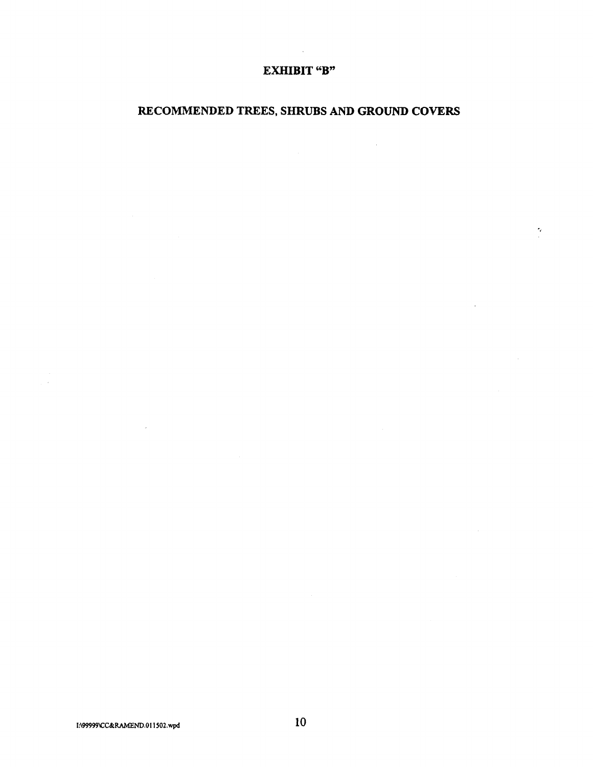# EXHIBIT "B"

## RECOMMENDED TREES, SHRUBS AND GROUND COVERS

I:\99999\CC&RAMEND.011502.wpd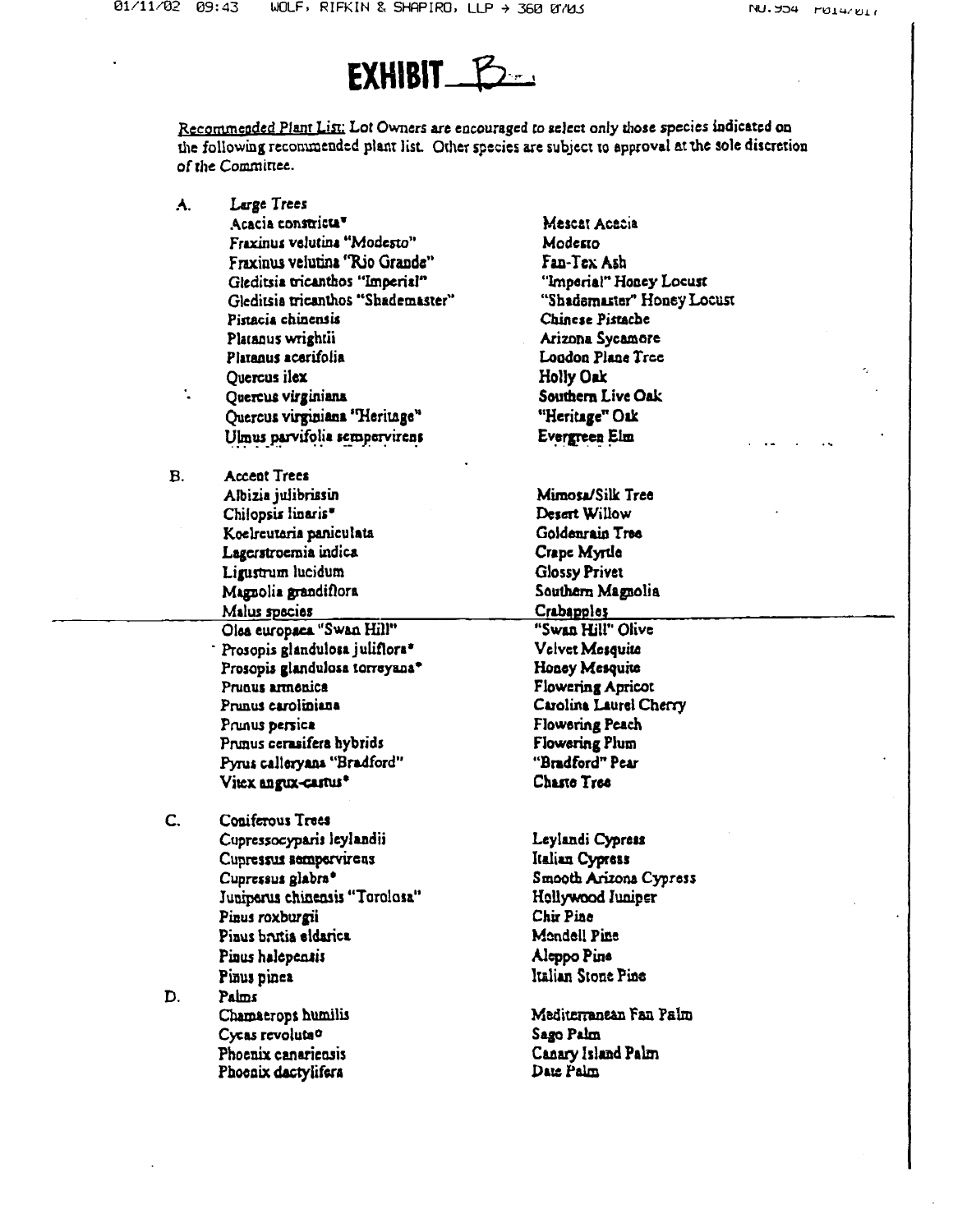# EXHIBIT B

Recommended Plant List: *Lot Owners are encouraged to select only those species indicated on the following recommended plant list. Other species are subject to approval at the sole discretion of the Committee.*

A. *Large Trees*

| | |
|---|---|
| Acacia constricta* | Mescat Acacia |
| Fraxinus velutina "Modesto" | Modesto |
| Fraxinus velutina "Rio Grande" | Fan-Tex Ash |
| Gleditsia tricanthos "Imperial" | "Imperial" Honey Locust |
| Gleditsia tricanthos "Shademaster" | "Shademaster" Honey Locust |
| Pistacia chinensis | Chinese Pistache |
| Platanus wrightii | Arizona Sycamore |
| Platanus acerifolia | London Plane Tree |
| Quercus ilex | Holly Oak |
| Quercus virginiana | Southern Live Oak |
| Quercus virginiana "Heritage" | "Heritage" Oak |
| Ulmus parvifolia sempervirens | Evergreen Elm |

B. Accent Trees

| | |
|---|---|
| Albizia julibrissin | Mimosa/Silk Tree |
| Chilopsis linaris* | Desert Willow |
| Koelreutaria paniculata | Goldenrain Tree |
| Lagerstroemia indica | Crape Myrtle |
| Ligustrum lucidum | Glossy Privet |
| Magnolia grandiflora | Southern Magnolia |
| Malus species | Crabapples |
| Olea europaea "Swan Hill" | "Swan Hill" Olive |
| Prosopis glandulosa juliflora* | Velvet Mesquite |
| Prosopis glandulosa torreyana* | Honey Mesquite |
| Prunus armenica | Flowering Apricot |
| Prunus caroliniana | Carolina Laurel Cherry |
| Prunus persica | Flowering Peach |
| Prunus cerasifera hybrids | Flowering Plum |
| Pyrus calleryana "Bradford" | "Bradford" Pear |
| Vitex angux-castus* | Chaste Tree |

C. Coniferous Trees

| | |
|---|---|
| Cupressocyparis leylandii | Leylandi Cypress |
| Cupressus sempervirens | Italian Cypress |
| Cupressus glabra* | Smooth Arizona Cypress |
| Juniperus chinensis "Torolosa" | Hollywood Juniper |
| Pinus roxburgii | Chir Pine |
| Pinus brutia eldarica | Mondell Pine |
| Pinus halepensis | Aleppo Pine |
| Pinus pinea | Italian Stone Pine |

D. Palms

| | |
|---|---|
| Chamaerops humilis | Mediterranean Fan Palm |
| Cycas revoluta° | Sago Palm |
| Phoenix canariensis | Canary Island Palm |
| Phoenix dactylifera | Date Palm |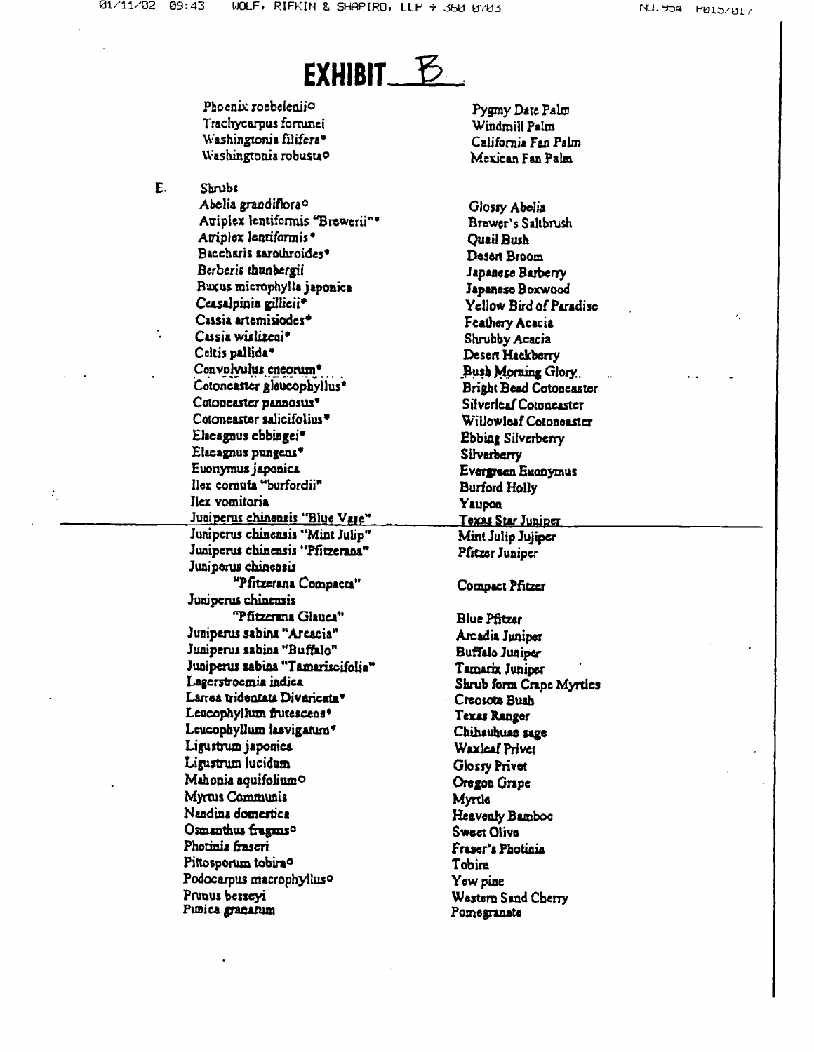# EXHIBIT B

| | |
|---|---|
| Phoenix roebelenii° | Pygmy Date Palm |
| Trachycarpus fortunei | Windmill Palm |
| Washingtonia filifera* | California Fan Palm |
| Washingtonia robusta° | Mexican Fan Palm |

E. Shrubs

| | |
|---|---|
| Abelia grandiflora° | Glossy Abelia |
| Atriplex lentiformis "Brewerii"* | Brewer's Saltbrush |
| Atriplex lentiformis* | Quail Bush |
| Baccharis sarothroides* | Desert Broom |
| Berberis thunbergii | Japanese Barberry |
| Buxus microphylla japonica | Japanese Boxwood |
| Ceasalpinia gilliesii* | Yellow Bird of Paradise |
| Cassia artemisiodes* | Feathery Acacia |
| Cassia wislizeni* | Shrubby Acacia |
| Celtis pallida* | Desert Hackberry |
| Convolvulus cneorum* | Bush Morning Glory |
| Cotoneaster glaucophyllus* | Bright Bead Cotoneaster |
| Cotoneaster pannosus* | Silverleaf Cotoneaster |
| Cotoneaster salicifolius* | Willowleaf Cotoneaster |
| Elaeagnus ebbingei* | Ebbing Silverberry |
| Elaeagnus pungens* | Silverberry |
| Euonymus japonica | Evergreen Euonymus |
| Ilex cornuta "burfordii" | Burford Holly |
| Ilex vomitoria | Yaupon |
| Juniperus chinensis "Blue Vase" | Texas Star Juniper |
| Juniperus chinensis "Mint Julip" | Mint Julip Jujiper |
| Juniperus chinensis "Pfitzerana" | Pfitzer Juniper |
| Juniperus chinensis "Pfitzerana Compacta" | Compact Pfitzer |
| Juniperus chinensis "Pfitzerana Glauca" | Blue Pfitzer |
| Juniperus sabina "Arcacia" | Arcadia Juniper |
| Juniperus sabina "Buffalo" | Buffalo Juniper |
| Juniperus sabina "Tamariscifolia" | Tamarix Juniper |
| Lagerstroemia indica | Shrub form Crape Myrtles |
| Larrea tridentata Divaricata* | Creosote Bush |
| Leucophyllum frutescens* | Texas Ranger |
| Leucophyllum laevigatum* | Chihuahuan sage |
| Ligustrum japonica | Waxleaf Privet |
| Ligustrum lucidum | Glossy Privet |
| Mahonia aquifolium° | Oregon Grape |
| Myrtus Communis | Myrtle |
| Nandina domestica | Heavenly Bamboo |
| Osmanthus fragans° | Sweet Olive |
| Photinia fraseri | Fraser's Photinia |
| Pittosporum tobira° | Tobira |
| Podocarpus macrophyllus° | Yew pine |
| Prunus besseyi | Western Sand Cherry |
| Punica granatum | Pomegranate |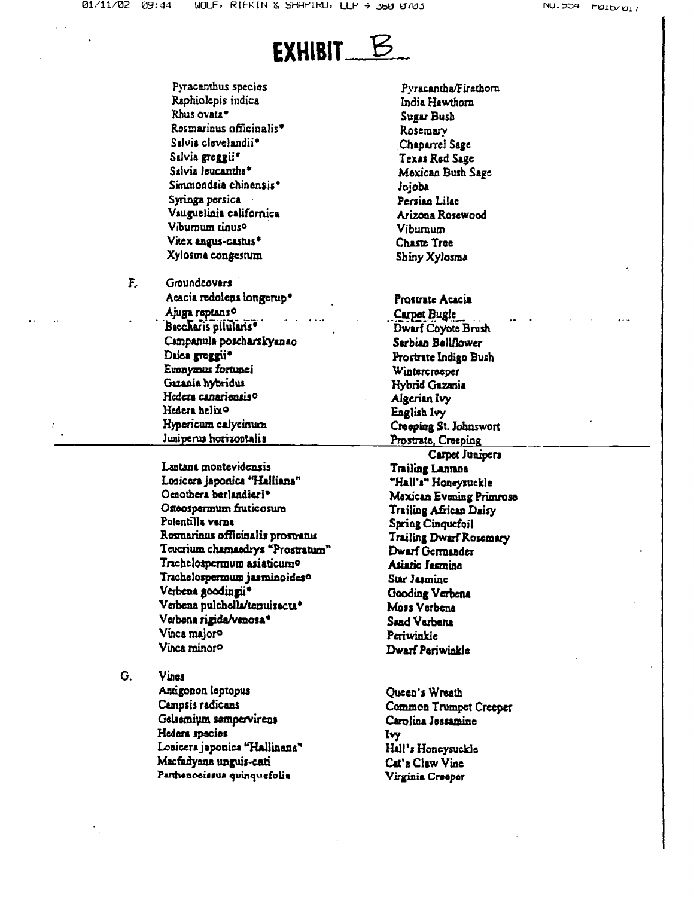# EXHIBIT B

| | |
|---|---|
| Pyracanthus species | Pyracantha/Firethorn |
| Raphiolepis indica | India Hawthorn |
| Rhus ovata* | Sugar Bush |
| Rosmarinus officinalis* | Rosemary |
| Salvia clevelandii* | Chaparrel Sage |
| Salvia greggii* | Texas Red Sage |
| Salvia leucantha* | Mexican Bush Sage |
| Simmondsia chinensis* | Jojoba |
| Syringa persica | Persian Lilac |
| Vauguelinia californica | Arizona Rosewood |
| Viburnum tinus° | Viburnum |
| Vitex angus-castus* | Chaste Tree |
| Xylosma congestum | Shiny Xylosma |

F. Groundcovers

| | |
|---|---|
| Acacia redolens longerup* | Prostrate Acacia |
| Ajuga reptans° | Carpet Bugle |
| Baccharis pilularis* | Dwarf Coyote Brush |
| Campanula poscharskyanao | Serbian Bellflower |
| Dalea greggii* | Prostrate Indigo Bush |
| Euonymus fortunei | Wintercreeper |
| Gazania hybridus | Hybrid Gazania |
| Hedera canariensis° | Algerian Ivy |
| Hedera helix° | English Ivy |
| Hypericum calycinum | Creeping St. Johnswort |
| Juniperus horizontalis | Prostrate, Creeping Carpet Junipers |
| Lantana montevidensis | Trailing Lantana |
| Lonicera japonica "Halliana" | "Hall's" Honeysuckle |
| Oenothera berlandieri* | Mexican Evening Primrose |
| Osteospermum fruticosum | Trailing African Daisy |
| Potentilla verna | Spring Cinquefoil |
| Rosmarinus officinalis prostratus | Trailing Dwarf Rosemary |
| Teucrium chamaedrys "Prostratum" | Dwarf Germander |
| Trachelospermum asiaticum° | Asiatic Jasmine |
| Trachelospermum jasminoides° | Star Jasmine |
| Verbena goodingii* | Gooding Verbena |
| Verbena pulchella/tenuisecta* | Moss Verbena |
| Verbena rigida/venosa* | Sand Verbena |
| Vinca major° | Periwinkle |
| Vinca minor° | Dwarf Periwinkle |

G. Vines

| | |
|---|---|
| Antigonon leptopus | Queen's Wreath |
| Campsis radicans | Common Trumpet Creeper |
| Gelsemium sempervirens | Carolina Jessamine |
| Hedera species | Ivy |
| Lonicera japonica "Hallinana" | Hall's Honeysuckle |
| Macfadyena unguis-cati | Cat's Claw Vine |
| Parthenocissus quinquefolia | Virginia Creeper |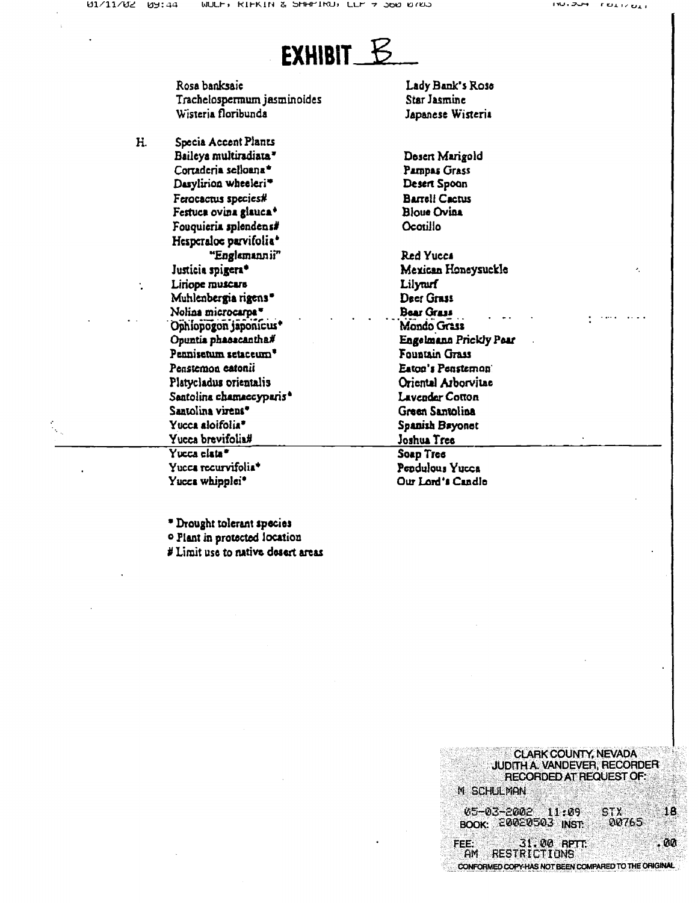# EXHIBIT B

| | |
|---|---|
| Rosa banksaie | Lady Bank's Rose |
| Trachelospermum jasminoides | Star Jasmine |
| Wisteria floribunda | Japanese Wisteria |

H. Specia Accent Plants

| | |
|---|---|
| Baileya multiradiata* | Desert Marigold |
| Cortaderia selloana* | Pampas Grass |
| Dasylirion wheeleri* | Desert Spoon |
| Ferocactus species# | Barrell Cactus |
| Festuca ovina glauca* | Bloue Ovina |
| Fouquieria splendens# | Ocotillo |
| Hesperaloe parvifolia* "Englemannii" | Red Yucca |
| Justicia spigera* | Mexican Honeysuckle |
| Liriope muscare | Lilyturf |
| Muhlenbergia rigens* | Deer Grass |
| Nolina microcarpa* | Bear Grass |
| Ophiopogon japonicus* | Mondo Grass |
| Opuntia phaeacantha# | Engelmann Prickly Pear |
| Pennisetum setaceum* | Fountain Grass |
| Penstemon eatonii | Eaton's Penstemon |
| Platycladus orientalis | Oriental Arborvitae |
| Santolina chamaecyparis* | Lavender Cotton |
| Santolina virens* | Green Santolina |
| Yucca aloifolia* | Spanish Bayonet |
| Yucca brevifolia# | Joshua Tree |
| Yucca elata* | Soap Tree |
| Yucca recurvifolia* | Pendulous Yucca |
| Yucca whipplei* | Our Lord's Candle |

\* Drought tolerant species
° Plant in protected location
\# Limit use to native desert areas

CLARK COUNTY, NEVADA
JUDITH A. VANDEVER, RECORDER
RECORDED AT REQUEST OF:
M SCHULMAN
05-03-2002 11:09 STX 18
BOOK: 20020503 INST: 00765
FEE: 31.00 RPTT: .00
AM RESTRICTIONS
CONFORMED COPY-HAS NOT BEEN COMPARED TO THE ORIGINAL